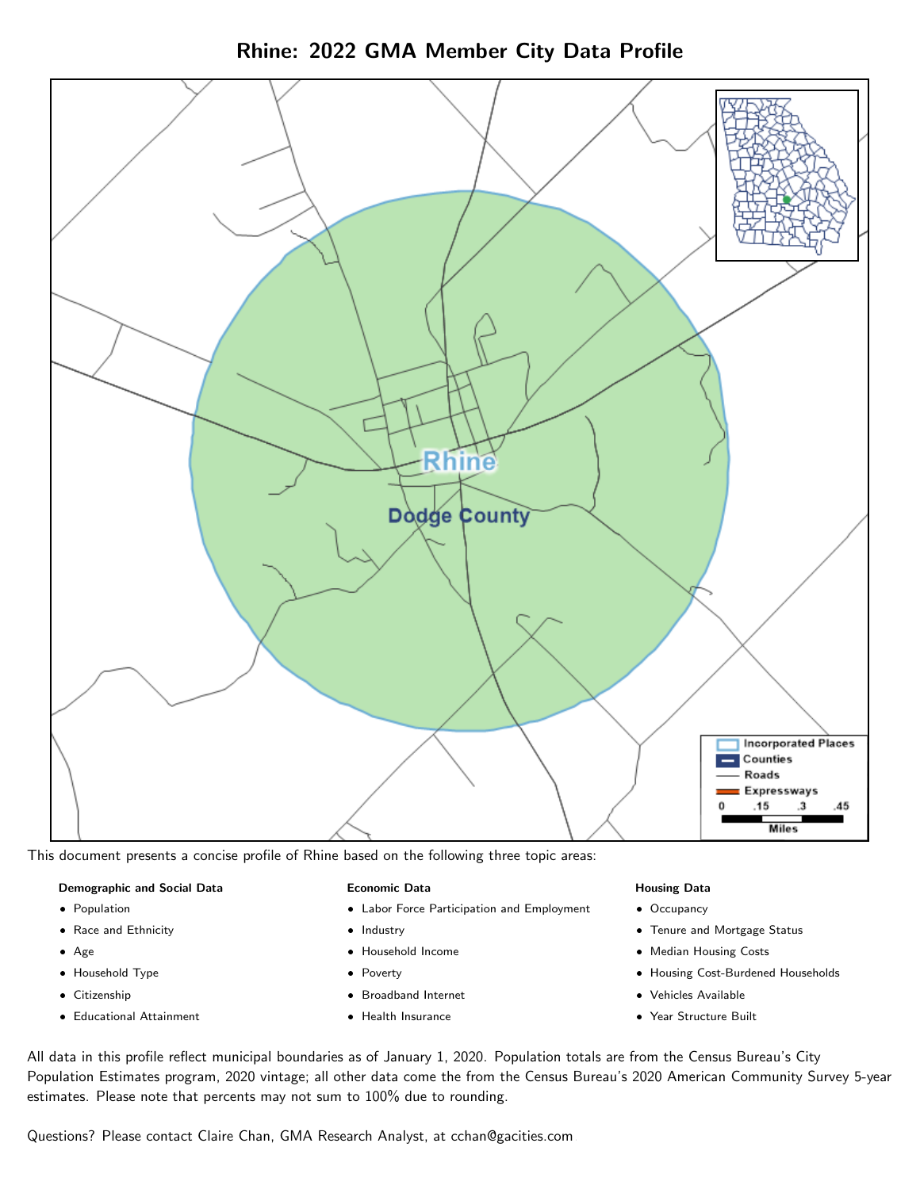# Rhine: 2022 GMA Member City Data Profile

This document presents a concise profile of Rhine based on the following three topic areas:

**Demographic and Social Data**

- Population
- Race and Ethnicity
- Age
- Household Type
- Citizenship
- Educational Attainment

**Economic Data**

- Labor Force Participation and Employment
- Industry
- Household Income
- Poverty
- Broadband Internet
- Health Insurance

**Housing Data**

- Occupancy
- Tenure and Mortgage Status
- Median Housing Costs
- Housing Cost-Burdened Households
- Vehicles Available
- Year Structure Built

All data in this profile reflect municipal boundaries as of January 1, 2020. Population totals are from the Census Bureau's City Population Estimates program, 2020 vintage; all other data come the from the Census Bureau's 2020 American Community Survey 5-year estimates. Please note that percents may not sum to 100% due to rounding.

Questions? Please contact Claire Chan, GMA Research Analyst, at cchan@gacities.com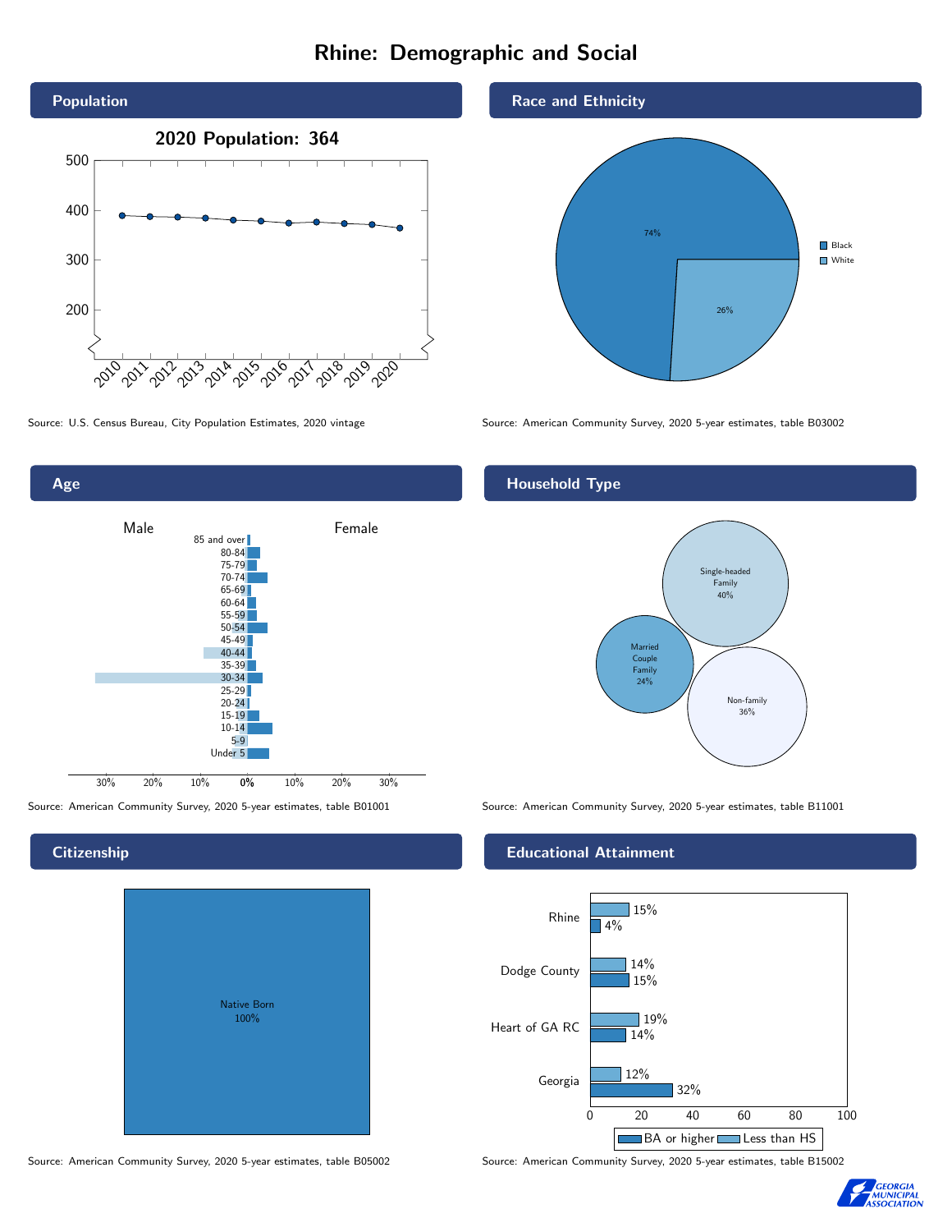# Rhine: Demographic and Social

## Population

2020 Population: 364

Source: U.S. Census Bureau, City Population Estimates, 2020 vintage

## Race and Ethnicity

| Race | Percent |
|---|---|
| Black | 74% |
| White | 26% |

Source: American Community Survey, 2020 5-year estimates, table B03002

## Age

Source: American Community Survey, 2020 5-year estimates, table B01001

## Household Type

| Household Type | Percent |
|---|---|
| Single-headed Family | 40% |
| Married Couple Family | 24% |
| Non-family | 36% |

Source: American Community Survey, 2020 5-year estimates, table B11001

## Citizenship

Native Born 100%

Source: American Community Survey, 2020 5-year estimates, table B05002

## Educational Attainment

| | Less than HS | BA or higher |
|---|---|---|
| Rhine | 15% | 4% |
| Dodge County | 14% | 15% |
| Heart of GA RC | 19% | 14% |
| Georgia | 12% | 32% |

Source: American Community Survey, 2020 5-year estimates, table B15002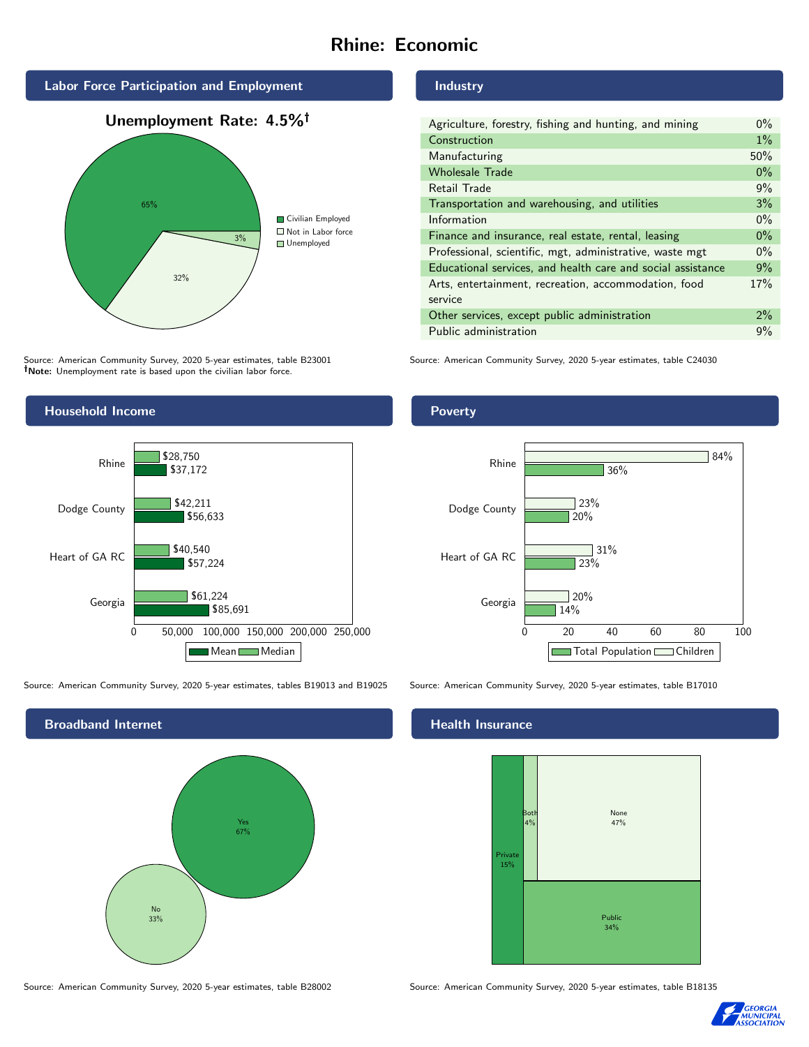# Rhine: Economic

## Labor Force Participation and Employment

**Unemployment Rate: 4.5%†**

| Category | Percent |
|---|---|
| Civilian Employed | 65% |
| Not in Labor force | 32% |
| Unemployed | 3% |

Source: American Community Survey, 2020 5-year estimates, table B23001
**†Note:** Unemployment rate is based upon the civilian labor force.

## Industry

| Industry | Percent |
|---|---|
| Agriculture, forestry, fishing and hunting, and mining | 0% |
| Construction | 1% |
| Manufacturing | 50% |
| Wholesale Trade | 0% |
| Retail Trade | 9% |
| Transportation and warehousing, and utilities | 3% |
| Information | 0% |
| Finance and insurance, real estate, rental, leasing | 0% |
| Professional, scientific, mgt, administrative, waste mgt | 0% |
| Educational services, and health care and social assistance | 9% |
| Arts, entertainment, recreation, accommodation, food service | 17% |
| Other services, except public administration | 2% |
| Public administration | 9% |

Source: American Community Survey, 2020 5-year estimates, table C24030

## Household Income

| | Median | Mean |
|---|---|---|
| Rhine | $28,750 | $37,172 |
| Dodge County | $42,211 | $56,633 |
| Heart of GA RC | $40,540 | $57,224 |
| Georgia | $61,224 | $85,691 |

Source: American Community Survey, 2020 5-year estimates, tables B19013 and B19025

## Poverty

| | Children | Total Population |
|---|---|---|
| Rhine | 84% | 36% |
| Dodge County | 23% | 20% |
| Heart of GA RC | 31% | 23% |
| Georgia | 20% | 14% |

Source: American Community Survey, 2020 5-year estimates, table B17010

## Broadband Internet

| | Percent |
|---|---|
| Yes | 67% |
| No | 33% |

Source: American Community Survey, 2020 5-year estimates, table B28002

## Health Insurance

| | Percent |
|---|---|
| Private | 15% |
| Both | 4% |
| None | 47% |
| Public | 34% |

Source: American Community Survey, 2020 5-year estimates, table B18135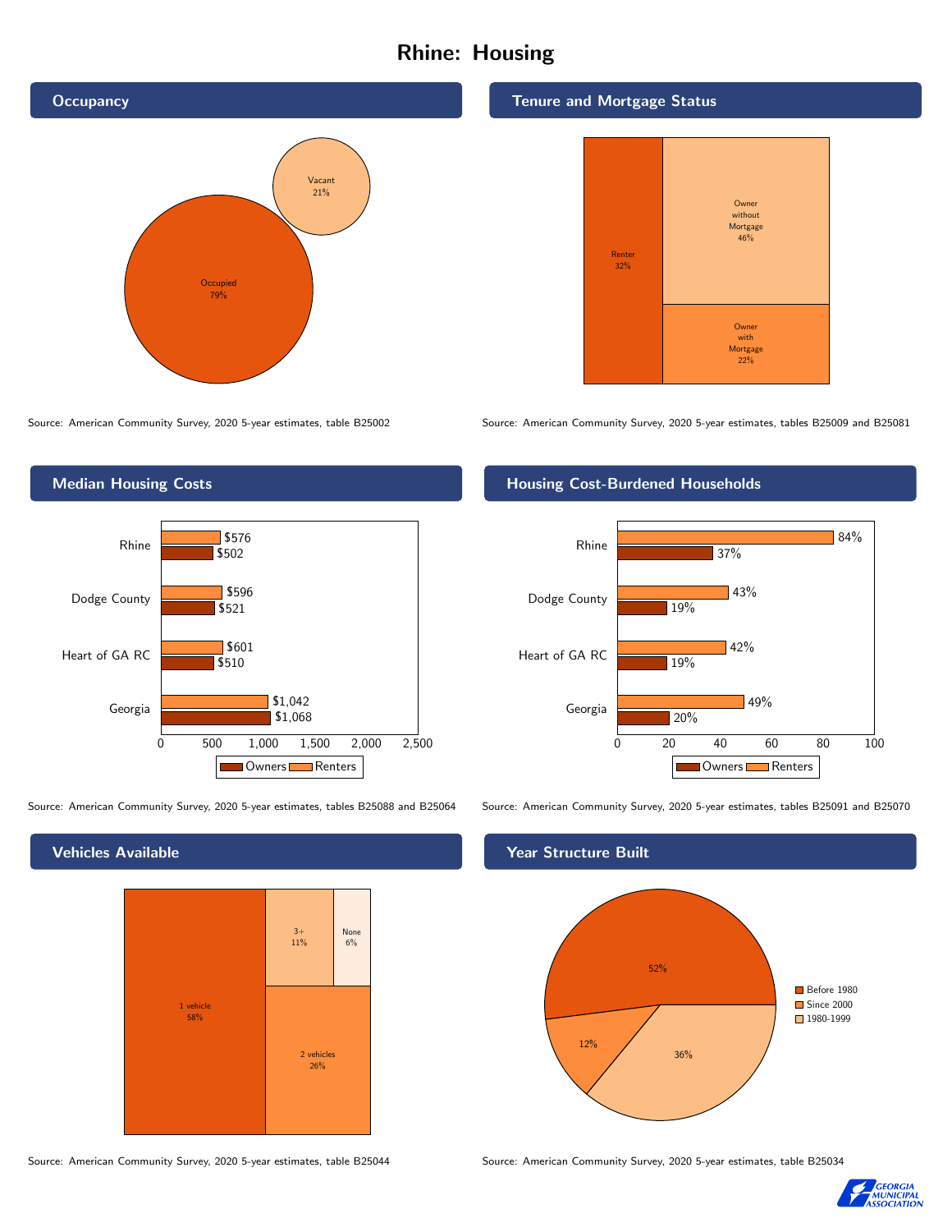# Rhine: Housing

## Occupancy

Vacant
21%

Occupied
79%

Source: American Community Survey, 2020 5-year estimates, table B25002

## Tenure and Mortgage Status

Renter
32%

Owner
without
Mortgage
46%

Owner
with
Mortgage
22%

Source: American Community Survey, 2020 5-year estimates, tables B25009 and B25081

## Median Housing Costs

Rhine
$576
$502

Dodge County
$596
$521

Heart of GA RC
$601
$510

Georgia
$1,042
$1,068

0 500 1,000 1,500 2,000 2,500

Owners Renters

Source: American Community Survey, 2020 5-year estimates, tables B25088 and B25064

## Housing Cost-Burdened Households

Rhine
84%
37%

Dodge County
43%
19%

Heart of GA RC
42%
19%

Georgia
49%
20%

0 20 40 60 80 100

Owners Renters

Source: American Community Survey, 2020 5-year estimates, tables B25091 and B25070

## Vehicles Available

1 vehicle
58%

3+
11%

None
6%

2 vehicles
26%

Source: American Community Survey, 2020 5-year estimates, table B25044

## Year Structure Built

52%

12%

36%

Before 1980
Since 2000
1980-1999

Source: American Community Survey, 2020 5-year estimates, table B25034

GEORGIA MUNICIPAL ASSOCIATION